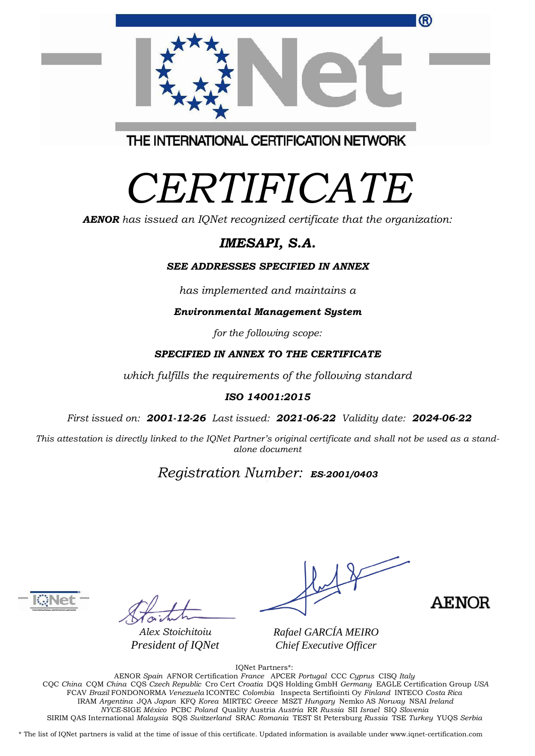THE INTERNATIONAL CERTIFICATION NETWORK

# CERTIFICATE

***AENOR*** *has issued an IQNet recognized certificate that the organization:*

## *IMESAPI, S.A.*

***SEE ADDRESSES SPECIFIED IN ANNEX***

*has implemented and maintains a*

***Environmental Management System***

*for the following scope:*

***SPECIFIED IN ANNEX TO THE CERTIFICATE***

*which fulfills the requirements of the following standard*

***ISO 14001:2015***

*First issued on:* ***2001-12-26*** *Last issued:* ***2021-06-22*** *Validity date:* ***2024-06-22***

*This attestation is directly linked to the IQNet Partner's original certificate and shall not be used as a stand-alone document*

*Registration Number:* ***ES-2001/0403***

*Alex Stoichitoiu*
*President of IQNet*

*Rafael GARCÍA MEIRO*
*Chief Executive Officer*

AENOR

IQNet Partners*:

AENOR *Spain* AFNOR Certification *France* APCER *Portugal* CCC *Cyprus* CISQ *Italy* CQC *China* CQM *China* CQS *Czech Republic* Cro Cert *Croatia* DQS Holding GmbH *Germany* EAGLE Certification Group *USA* FCAV *Brazil* FONDONORMA *Venezuela* ICONTEC *Colombia* Inspecta Sertifiointi Oy *Finland* INTECO *Costa Rica* IRAM *Argentina* JQA *Japan* KFQ *Korea* MIRTEC *Greece* MSZT *Hungary* Nemko AS *Norway* NSAI *Ireland* *NYCE*-SIGE *México* PCBC *Poland* Quality Austria *Austria* RR *Russia* SII *Israel* SIQ *Slovenia* SIRIM QAS International *Malaysia* SQS *Switzerland* SRAC *Romania* TEST St Petersburg *Russia* TSE *Turkey* YUQS *Serbia*

* The list of IQNet partners is valid at the time of issue of this certificate. Updated information is available under www.iqnet-certification.com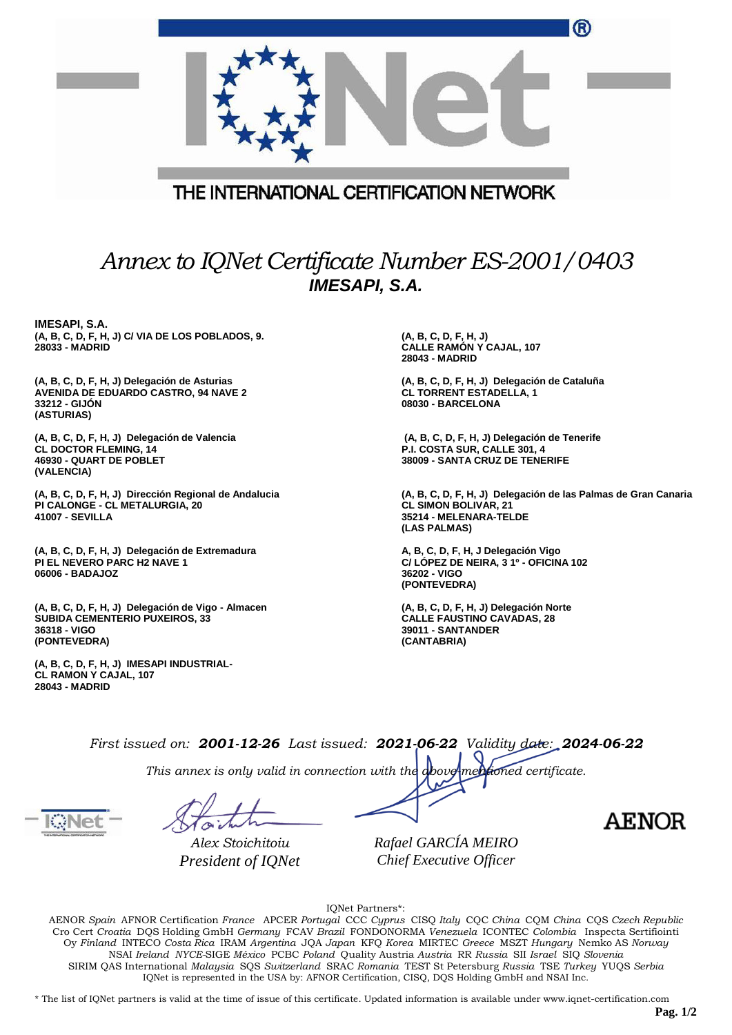THE INTERNATIONAL CERTIFICATION NETWORK

# *Annex to IQNet Certificate Number ES-2001/0403*

## ***IMESAPI, S.A.***

**IMESAPI, S.A.**
**(A, B, C, D, F, H, J) C/ VIA DE LOS POBLADOS, 9.**
**28033 - MADRID**

**(A, B, C, D, F, H, J)**
**CALLE RAMÓN Y CAJAL, 107**
**28043 - MADRID**

**(A, B, C, D, F, H, J) Delegación de Asturias**
**AVENIDA DE EDUARDO CASTRO, 94 NAVE 2**
**33212 - GIJÓN**
**(ASTURIAS)**

**(A, B, C, D, F, H, J) Delegación de Cataluña**
**CL TORRENT ESTADELLA, 1**
**08030 - BARCELONA**

**(A, B, C, D, F, H, J) Delegación de Valencia**
**CL DOCTOR FLEMING, 14**
**46930 - QUART DE POBLET**
**(VALENCIA)**

**(A, B, C, D, F, H, J) Delegación de Tenerife**
**P.I. COSTA SUR, CALLE 301, 4**
**38009 - SANTA CRUZ DE TENERIFE**

**(A, B, C, D, F, H, J) Dirección Regional de Andalucia**
**PI CALONGE - CL METALURGIA, 20**
**41007 - SEVILLA**

**(A, B, C, D, F, H, J) Delegación de las Palmas de Gran Canaria**
**CL SIMON BOLIVAR, 21**
**35214 - MELENARA-TELDE**
**(LAS PALMAS)**

**(A, B, C, D, F, H, J) Delegación de Extremadura**
**PI EL NEVERO PARC H2 NAVE 1**
**06006 - BADAJOZ**

**A, B, C, D, F, H, J Delegación Vigo**
**C/ LÓPEZ DE NEIRA, 3 1º - OFICINA 102**
**36202 - VIGO**
**(PONTEVEDRA)**

**(A, B, C, D, F, H, J) Delegación de Vigo - Almacen**
**SUBIDA CEMENTERIO PUXEIROS, 33**
**36318 - VIGO**
**(PONTEVEDRA)**

**(A, B, C, D, F, H, J) Delegación Norte**
**CALLE FAUSTINO CAVADAS, 28**
**39011 - SANTANDER**
**(CANTABRIA)**

**(A, B, C, D, F, H, J) IMESAPI INDUSTRIAL-**
**CL RAMON Y CAJAL, 107**
**28043 - MADRID**

*First issued on:* ***2001-12-26*** *Last issued:* ***2021-06-22*** *Validity date:* ***2024-06-22***

*This annex is only valid in connection with the above-mentioned certificate.*

*Alex Stoichitoiu*
*President of IQNet*

*Rafael GARCÍA MEIRO*
*Chief Executive Officer*

AENOR

IQNet Partners*:

AENOR *Spain* AFNOR Certification *France* APCER *Portugal* CCC *Cyprus* CISQ *Italy* CQC *China* CQM *China* CQS *Czech Republic* Cro Cert *Croatia* DQS Holding GmbH *Germany* FCAV *Brazil* FONDONORMA *Venezuela* ICONTEC *Colombia* Inspecta Sertifiointi Oy *Finland* INTECO *Costa Rica* IRAM *Argentina* JQA *Japan* KFQ *Korea* MIRTEC *Greece* MSZT *Hungary* Nemko AS *Norway* NSAI *Ireland* *NYCE*-SIGE *México* PCBC *Poland* Quality Austria *Austria* RR *Russia* SII *Israel* SIQ *Slovenia* SIRIM QAS International *Malaysia* SQS *Switzerland* SRAC *Romania* TEST St Petersburg *Russia* TSE *Turkey* YUQS *Serbia*
IQNet is represented in the USA by: AFNOR Certification, CISQ, DQS Holding GmbH and NSAI Inc.

\* The list of IQNet partners is valid at the time of issue of this certificate. Updated information is available under www.iqnet-certification.com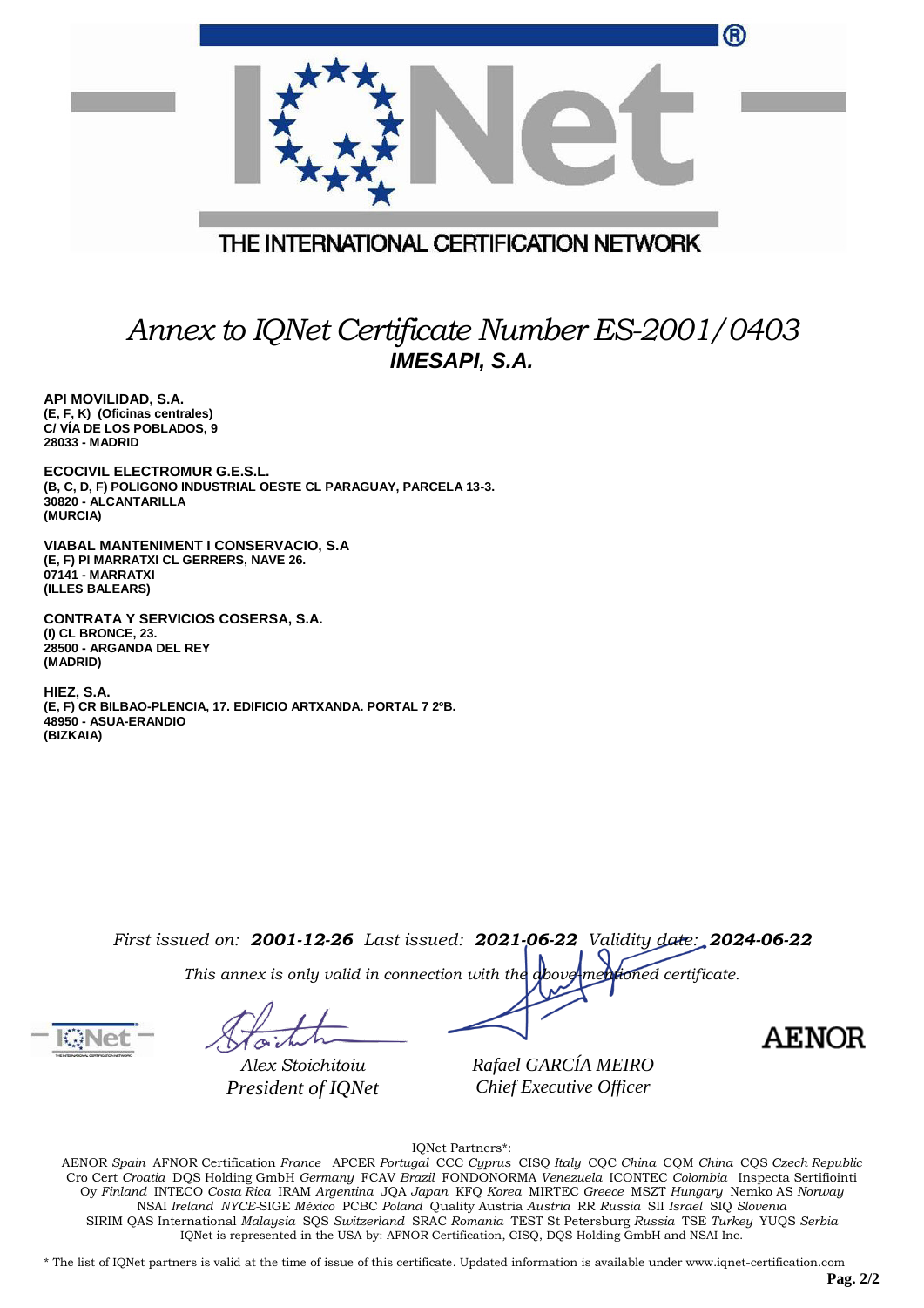THE INTERNATIONAL CERTIFICATION NETWORK

# *Annex to IQNet Certificate Number ES-2001/0403*

## *IMESAPI, S.A.*

**API MOVILIDAD, S.A.**
**(E, F, K) (Oficinas centrales)**
**C/ VÍA DE LOS POBLADOS, 9**
**28033 - MADRID**

**ECOCIVIL ELECTROMUR G.E.S.L.**
**(B, C, D, F) POLIGONO INDUSTRIAL OESTE CL PARAGUAY, PARCELA 13-3.**
**30820 - ALCANTARILLA**
**(MURCIA)**

**VIABAL MANTENIMENT I CONSERVACIO, S.A**
**(E, F) PI MARRATXI CL GERRERS, NAVE 26.**
**07141 - MARRATXI**
**(ILLES BALEARS)**

**CONTRATA Y SERVICIOS COSERSA, S.A.**
**(I) CL BRONCE, 23.**
**28500 - ARGANDA DEL REY**
**(MADRID)**

**HIEZ, S.A.**
**(E, F) CR BILBAO-PLENCIA, 17. EDIFICIO ARTXANDA. PORTAL 7 2ºB.**
**48950 - ASUA-ERANDIO**
**(BIZKAIA)**

*First issued on:* ***2001-12-26*** *Last issued:* ***2021-06-22*** *Validity date:* ***2024-06-22***

*This annex is only valid in connection with the above-mentioned certificate.*

*Alex Stoichitoiu*
*President of IQNet*

*Rafael GARCÍA MEIRO*
*Chief Executive Officer*

AENOR

IQNet Partners*:

AENOR *Spain* AFNOR Certification *France* APCER *Portugal* CCC *Cyprus* CISQ *Italy* CQC *China* CQM *China* CQS *Czech Republic* Cro Cert *Croatia* DQS Holding GmbH *Germany* FCAV *Brazil* FONDONORMA *Venezuela* ICONTEC *Colombia* Inspecta Sertifiointi Oy *Finland* INTECO *Costa Rica* IRAM *Argentina* JQA *Japan* KFQ *Korea* MIRTEC *Greece* MSZT *Hungary* Nemko AS *Norway* NSAI *Ireland* *NYCE*-SIGE *México* PCBC *Poland* Quality Austria *Austria* RR *Russia* SII *Israel* SIQ *Slovenia* SIRIM QAS International *Malaysia* SQS *Switzerland* SRAC *Romania* TEST St Petersburg *Russia* TSE *Turkey* YUQS *Serbia*
IQNet is represented in the USA by: AFNOR Certification, CISQ, DQS Holding GmbH and NSAI Inc.

* The list of IQNet partners is valid at the time of issue of this certificate. Updated information is available under www.iqnet-certification.com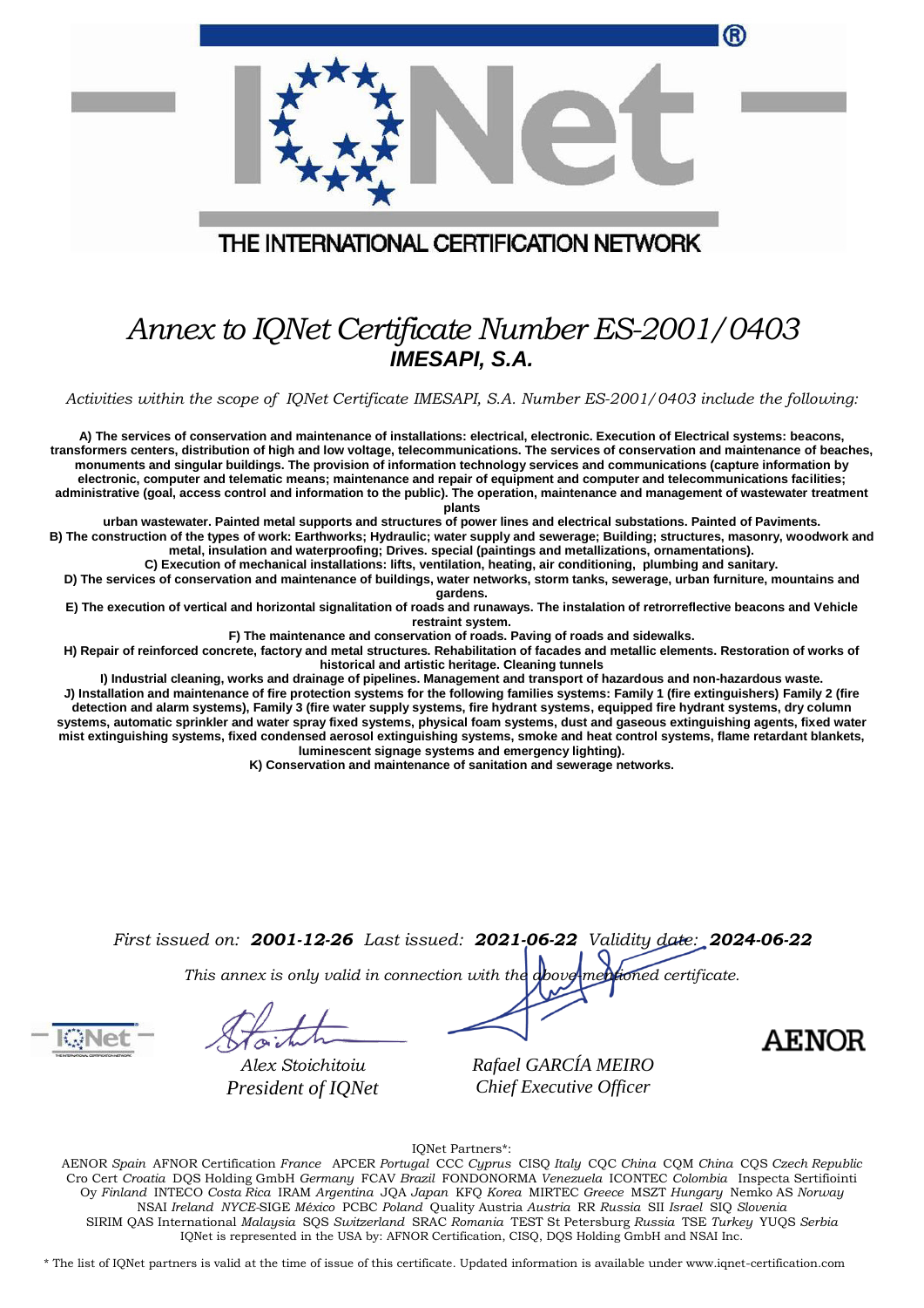THE INTERNATIONAL CERTIFICATION NETWORK

# *Annex to IQNet Certificate Number ES-2001/0403*

## ***IMESAPI, S.A.***

*Activities within the scope of IQNet Certificate IMESAPI, S.A. Number ES-2001/0403 include the following:*

**A) The services of conservation and maintenance of installations: electrical, electronic. Execution of Electrical systems: beacons, transformers centers, distribution of high and low voltage, telecommunications. The services of conservation and maintenance of beaches, monuments and singular buildings. The provision of information technology services and communications (capture information by electronic, computer and telematic means; maintenance and repair of equipment and computer and telecommunications facilities; administrative (goal, access control and information to the public). The operation, maintenance and management of wastewater treatment plants**

**urban wastewater. Painted metal supports and structures of power lines and electrical substations. Painted of Paviments.**

**B) The construction of the types of work: Earthworks; Hydraulic; water supply and sewerage; Building; structures, masonry, woodwork and metal, insulation and waterproofing; Drives. special (paintings and metallizations, ornamentations).**

**C) Execution of mechanical installations: lifts, ventilation, heating, air conditioning, plumbing and sanitary.**

**D) The services of conservation and maintenance of buildings, water networks, storm tanks, sewerage, urban furniture, mountains and gardens.**

**E) The execution of vertical and horizontal signalitation of roads and runaways. The instalation of retrorreflective beacons and Vehicle restraint system.**

**F) The maintenance and conservation of roads. Paving of roads and sidewalks.**

**H) Repair of reinforced concrete, factory and metal structures. Rehabilitation of facades and metallic elements. Restoration of works of historical and artistic heritage. Cleaning tunnels**

**I) Industrial cleaning, works and drainage of pipelines. Management and transport of hazardous and non-hazardous waste.**

**J) Installation and maintenance of fire protection systems for the following families systems: Family 1 (fire extinguishers) Family 2 (fire detection and alarm systems), Family 3 (fire water supply systems, fire hydrant systems, equipped fire hydrant systems, dry column systems, automatic sprinkler and water spray fixed systems, physical foam systems, dust and gaseous extinguishing agents, fixed water mist extinguishing systems, fixed condensed aerosol extinguishing systems, smoke and heat control systems, flame retardant blankets, luminescent signage systems and emergency lighting).**

**K) Conservation and maintenance of sanitation and sewerage networks.**

*First issued on:* ***2001-12-26*** *Last issued:* ***2021-06-22*** *Validity date:* ***2024-06-22***

*This annex is only valid in connection with the above-mentioned certificate.*

*Alex Stoichitoiu*
*President of IQNet*

*Rafael GARCÍA MEIRO*
*Chief Executive Officer*

AENOR

IQNet Partners*:

AENOR *Spain* AFNOR Certification *France* APCER *Portugal* CCC *Cyprus* CISQ *Italy* CQC *China* CQM *China* CQS *Czech Republic* Cro Cert *Croatia* DQS Holding GmbH *Germany* FCAV *Brazil* FONDONORMA *Venezuela* ICONTEC *Colombia* Inspecta Sertifiointi Oy *Finland* INTECO *Costa Rica* IRAM *Argentina* JQA *Japan* KFQ *Korea* MIRTEC *Greece* MSZT *Hungary* Nemko AS *Norway* NSAI *Ireland* *NYCE*-SIGE *México* PCBC *Poland* Quality Austria *Austria* RR *Russia* SII *Israel* SIQ *Slovenia* SIRIM QAS International *Malaysia* SQS *Switzerland* SRAC *Romania* TEST St Petersburg *Russia* TSE *Turkey* YUQS *Serbia*
IQNet is represented in the USA by: AFNOR Certification, CISQ, DQS Holding GmbH and NSAI Inc.

* The list of IQNet partners is valid at the time of issue of this certificate. Updated information is available under www.iqnet-certification.com